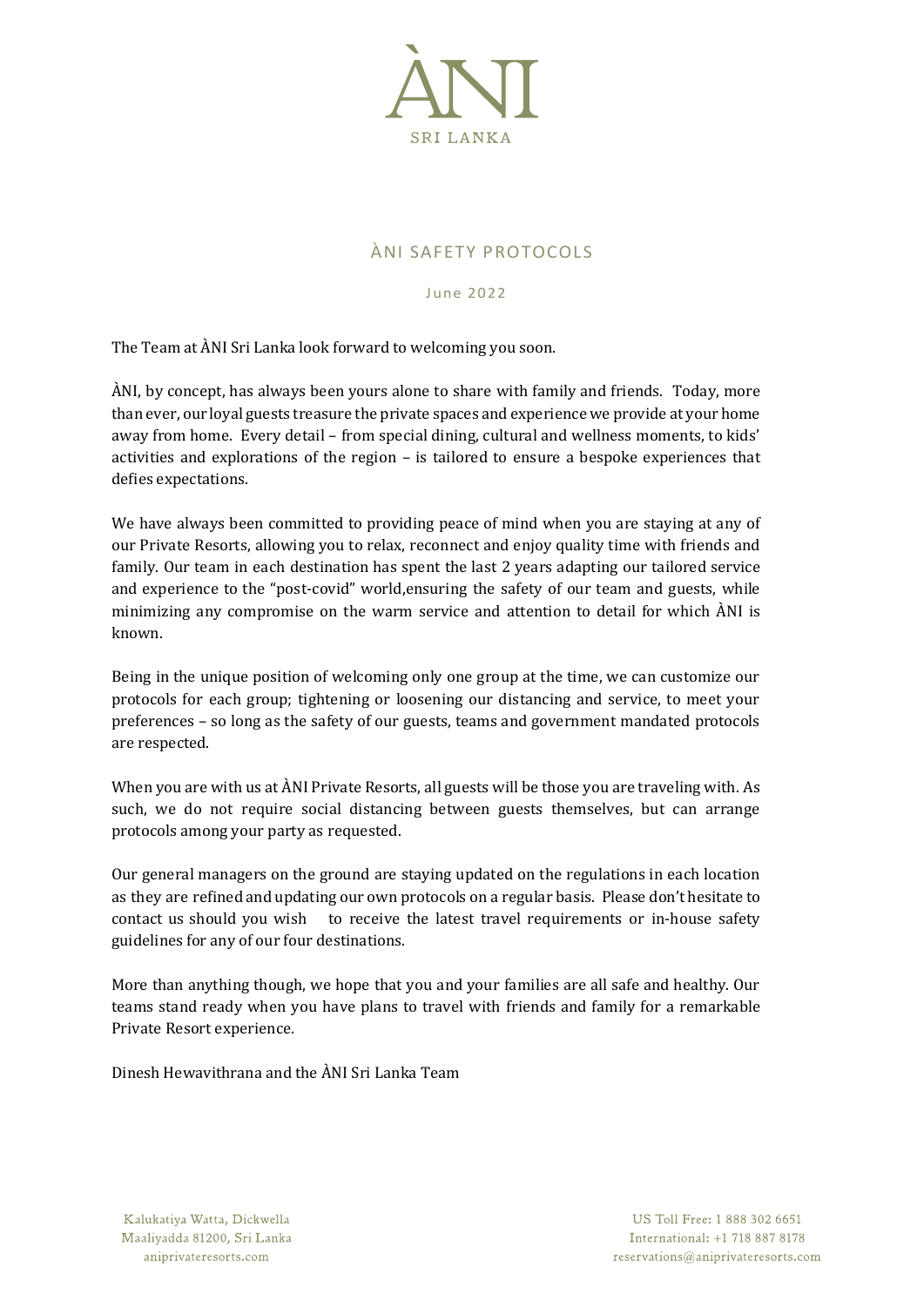ÀNI

SRI LANKA

# ÀNI SAFETY PROTOCOLS

June 2022

The Team at ÀNI Sri Lanka look forward to welcoming you soon.

ÀNI, by concept, has always been yours alone to share with family and friends. Today, more than ever, our loyal guests treasure the private spaces and experience we provide at your home away from home. Every detail – from special dining, cultural and wellness moments, to kids' activities and explorations of the region – is tailored to ensure a bespoke experiences that defies expectations.

We have always been committed to providing peace of mind when you are staying at any of our Private Resorts, allowing you to relax, reconnect and enjoy quality time with friends and family. Our team in each destination has spent the last 2 years adapting our tailored service and experience to the "post-covid" world,ensuring the safety of our team and guests, while minimizing any compromise on the warm service and attention to detail for which ÀNI is known.

Being in the unique position of welcoming only one group at the time, we can customize our protocols for each group; tightening or loosening our distancing and service, to meet your preferences – so long as the safety of our guests, teams and government mandated protocols are respected.

When you are with us at ÀNI Private Resorts, all guests will be those you are traveling with. As such, we do not require social distancing between guests themselves, but can arrange protocols among your party as requested.

Our general managers on the ground are staying updated on the regulations in each location as they are refined and updating our own protocols on a regular basis. Please don't hesitate to contact us should you wish to receive the latest travel requirements or in-house safety guidelines for any of our four destinations.

More than anything though, we hope that you and your families are all safe and healthy. Our teams stand ready when you have plans to travel with friends and family for a remarkable Private Resort experience.

Dinesh Hewavithrana and the ÀNI Sri Lanka Team

Kalukatiya Watta, Dickwella
Maaliyadda 81200, Sri Lanka
aniprivateresorts.com

US Toll Free: 1 888 302 6651
International: +1 718 887 8178
reservations@aniprivateresorts.com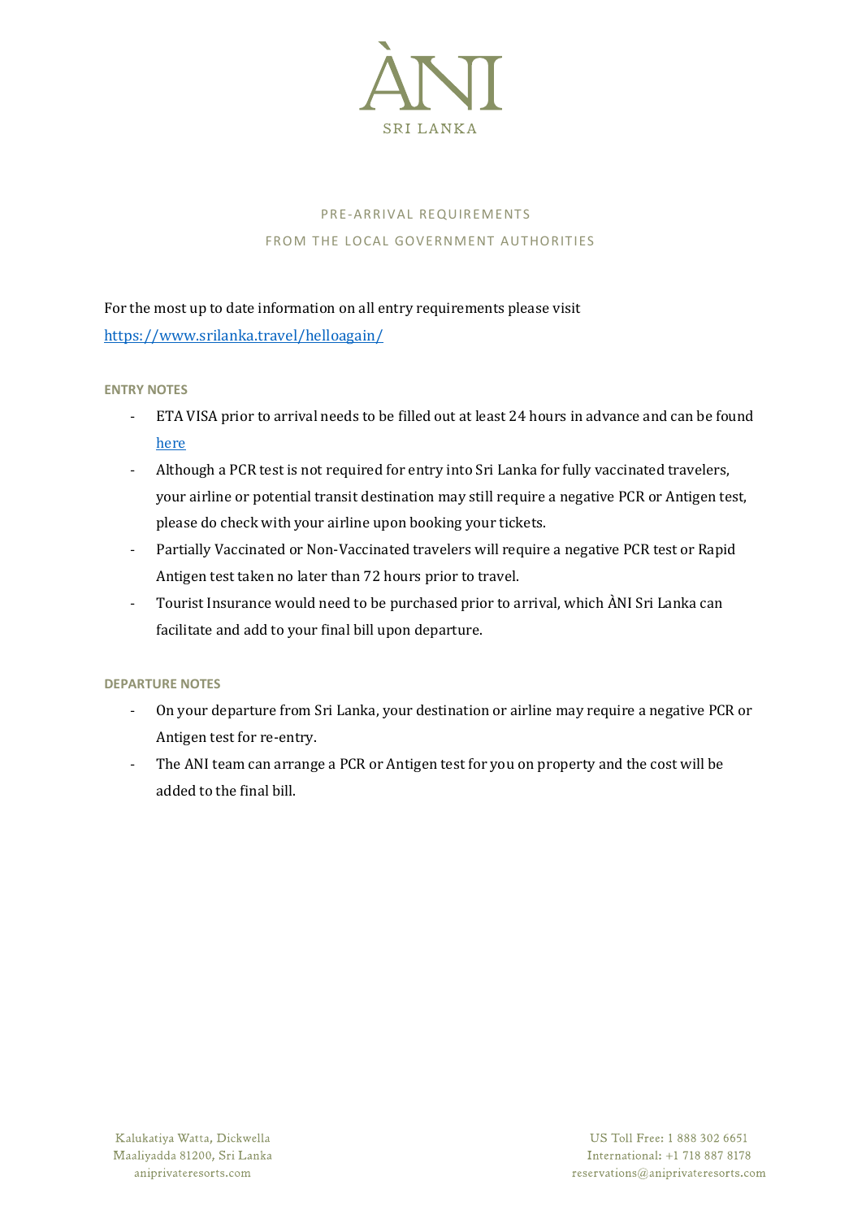# ÀNI
SRI LANKA

## PRE-ARRIVAL REQUIREMENTS
## FROM THE LOCAL GOVERNMENT AUTHORITIES

For the most up to date information on all entry requirements please visit
[https://www.srilanka.travel/helloagain/](https://www.srilanka.travel/helloagain/)

### ENTRY NOTES

- ETA VISA prior to arrival needs to be filled out at least 24 hours in advance and can be found [here]()
- Although a PCR test is not required for entry into Sri Lanka for fully vaccinated travelers, your airline or potential transit destination may still require a negative PCR or Antigen test, please do check with your airline upon booking your tickets.
- Partially Vaccinated or Non-Vaccinated travelers will require a negative PCR test or Rapid Antigen test taken no later than 72 hours prior to travel.
- Tourist Insurance would need to be purchased prior to arrival, which ÀNI Sri Lanka can facilitate and add to your final bill upon departure.

### DEPARTURE NOTES

- On your departure from Sri Lanka, your destination or airline may require a negative PCR or Antigen test for re-entry.
- The ANI team can arrange a PCR or Antigen test for you on property and the cost will be added to the final bill.

Kalukatiya Watta, Dickwella
Maaliyadda 81200, Sri Lanka
aniprivateresorts.com

US Toll Free: 1 888 302 6651
International: +1 718 887 8178
reservations@aniprivateresorts.com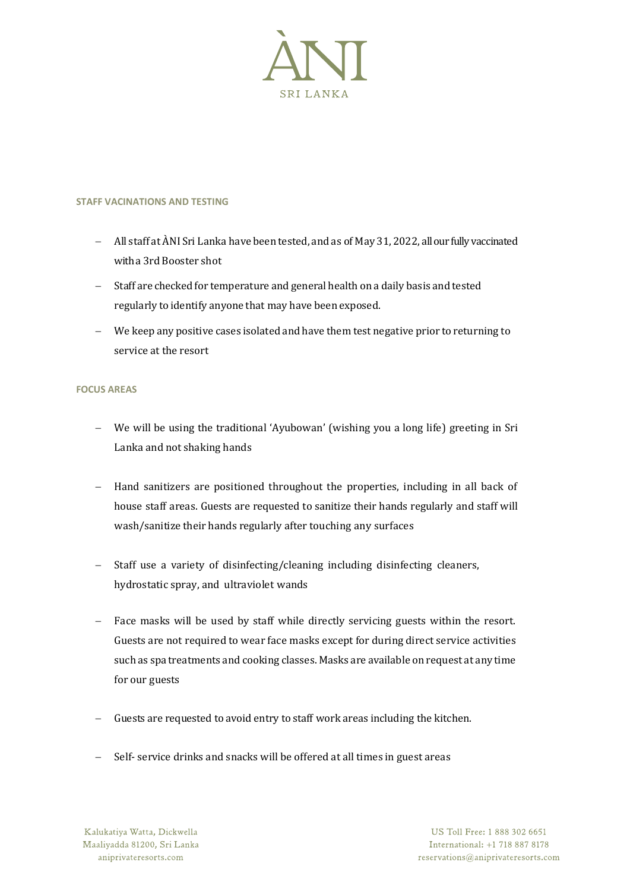## STAFF VACINATIONS AND TESTING

- All staff at ÀNI Sri Lanka have been tested, and as of May 31, 2022, all our fully vaccinated with a 3rd Booster shot
- Staff are checked for temperature and general health on a daily basis and tested regularly to identify anyone that may have been exposed.
- We keep any positive cases isolated and have them test negative prior to returning to service at the resort

## FOCUS AREAS

- We will be using the traditional 'Ayubowan' (wishing you a long life) greeting in Sri Lanka and not shaking hands
- Hand sanitizers are positioned throughout the properties, including in all back of house staff areas. Guests are requested to sanitize their hands regularly and staff will wash/sanitize their hands regularly after touching any surfaces
- Staff use a variety of disinfecting/cleaning including disinfecting cleaners, hydrostatic spray, and ultraviolet wands
- Face masks will be used by staff while directly servicing guests within the resort. Guests are not required to wear face masks except for during direct service activities such as spa treatments and cooking classes. Masks are available on request at any time for our guests
- Guests are requested to avoid entry to staff work areas including the kitchen.
- Self- service drinks and snacks will be offered at all times in guest areas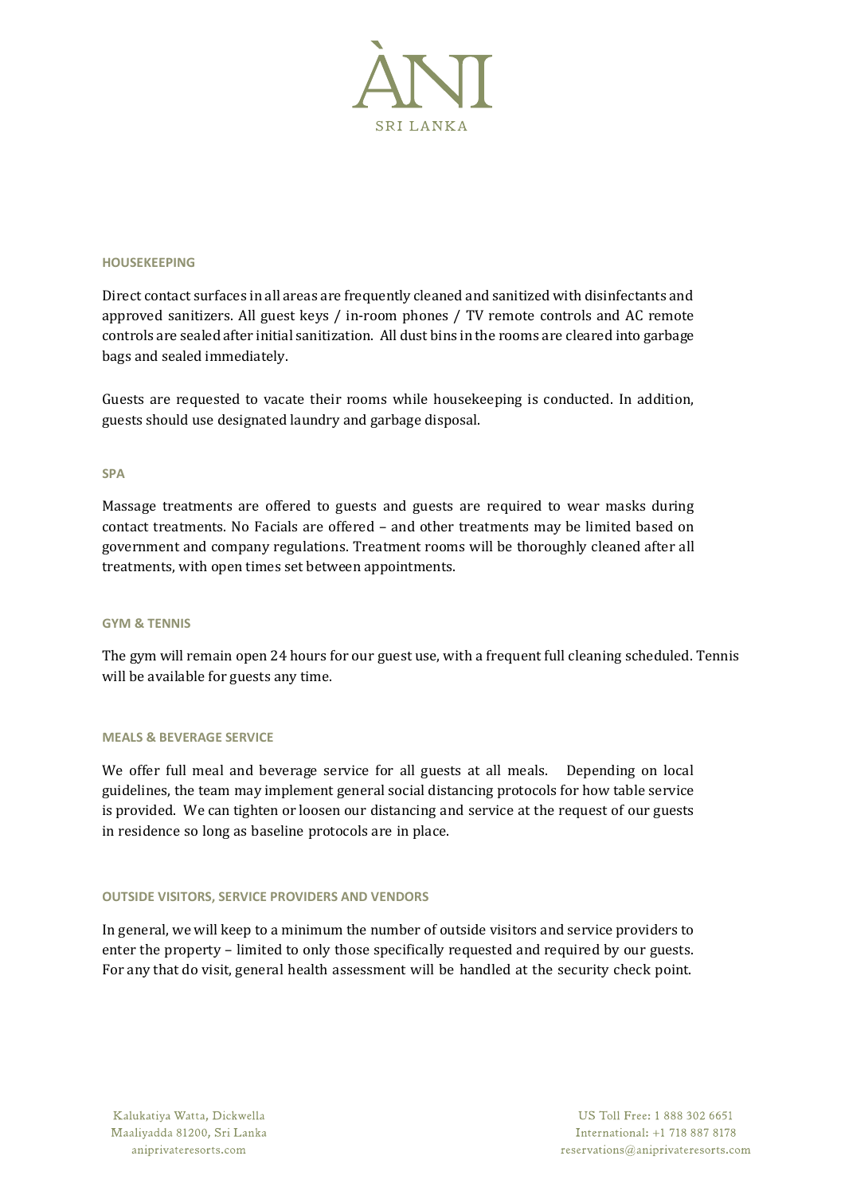#### HOUSEKEEPING

Direct contact surfaces in all areas are frequently cleaned and sanitized with disinfectants and approved sanitizers. All guest keys / in-room phones / TV remote controls and AC remote controls are sealed after initial sanitization. All dust bins in the rooms are cleared into garbage bags and sealed immediately.

Guests are requested to vacate their rooms while housekeeping is conducted. In addition, guests should use designated laundry and garbage disposal.

#### SPA

Massage treatments are offered to guests and guests are required to wear masks during contact treatments. No Facials are offered – and other treatments may be limited based on government and company regulations. Treatment rooms will be thoroughly cleaned after all treatments, with open times set between appointments.

#### GYM & TENNIS

The gym will remain open 24 hours for our guest use, with a frequent full cleaning scheduled. Tennis will be available for guests any time.

#### MEALS & BEVERAGE SERVICE

We offer full meal and beverage service for all guests at all meals. Depending on local guidelines, the team may implement general social distancing protocols for how table service is provided. We can tighten or loosen our distancing and service at the request of our guests in residence so long as baseline protocols are in place.

#### OUTSIDE VISITORS, SERVICE PROVIDERS AND VENDORS

In general, we will keep to a minimum the number of outside visitors and service providers to enter the property – limited to only those specifically requested and required by our guests. For any that do visit, general health assessment will be handled at the security check point.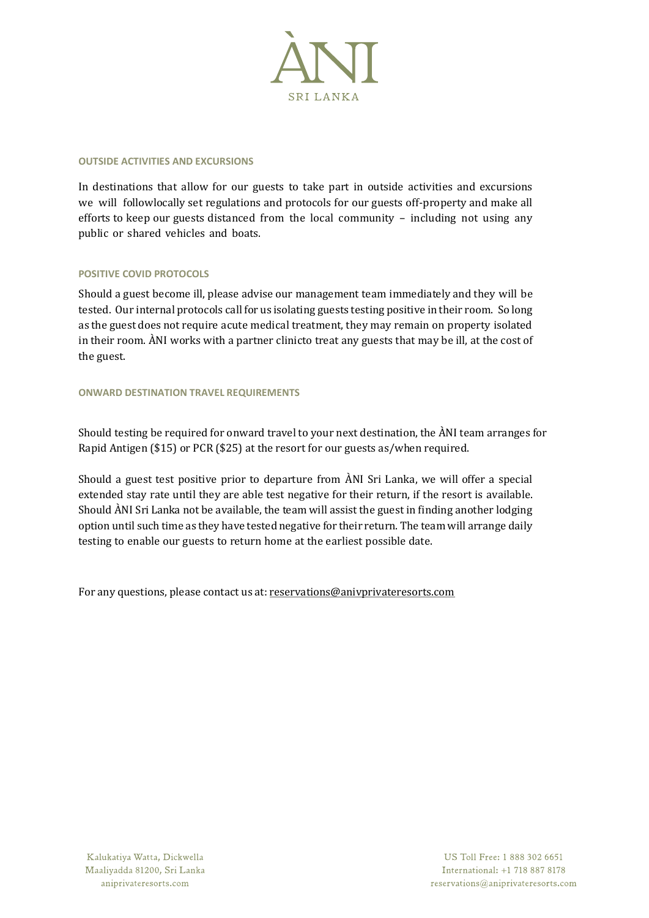### OUTSIDE ACTIVITIES AND EXCURSIONS

In destinations that allow for our guests to take part in outside activities and excursions we will followlocally set regulations and protocols for our guests off-property and make all efforts to keep our guests distanced from the local community – including not using any public or shared vehicles and boats.

### POSITIVE COVID PROTOCOLS

Should a guest become ill, please advise our management team immediately and they will be tested. Our internal protocols call for us isolating guests testing positive in their room. So long as the guest does not require acute medical treatment, they may remain on property isolated in their room. ÀNI works with a partner clinicto treat any guests that may be ill, at the cost of the guest.

### ONWARD DESTINATION TRAVEL REQUIREMENTS

Should testing be required for onward travel to your next destination, the ÀNI team arranges for Rapid Antigen ($15) or PCR ($25) at the resort for our guests as/when required.

Should a guest test positive prior to departure from ÀNI Sri Lanka, we will offer a special extended stay rate until they are able test negative for their return, if the resort is available. Should ÀNI Sri Lanka not be available, the team will assist the guest in finding another lodging option until such time as they have tested negative for their return. The team will arrange daily testing to enable our guests to return home at the earliest possible date.

For any questions, please contact us at: reservations@anivprivateresorts.com